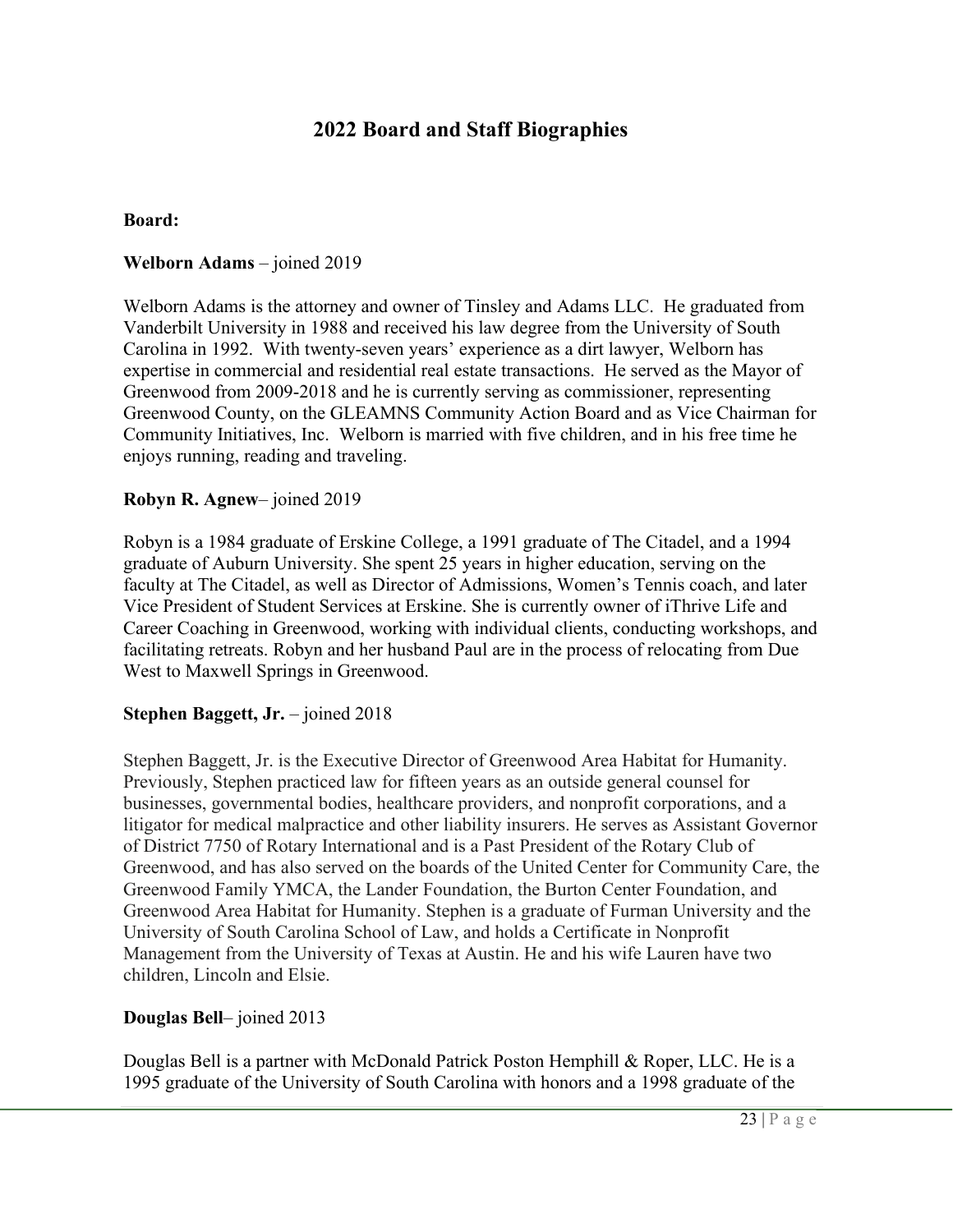# 2022 Board and Staff Biographies

## Board:

**Welborn Adams** – joined 2019

Welborn Adams is the attorney and owner of Tinsley and Adams LLC. He graduated from Vanderbilt University in 1988 and received his law degree from the University of South Carolina in 1992. With twenty-seven years' experience as a dirt lawyer, Welborn has expertise in commercial and residential real estate transactions. He served as the Mayor of Greenwood from 2009-2018 and he is currently serving as commissioner, representing Greenwood County, on the GLEAMNS Community Action Board and as Vice Chairman for Community Initiatives, Inc. Welborn is married with five children, and in his free time he enjoys running, reading and traveling.

**Robyn R. Agnew**– joined 2019

Robyn is a 1984 graduate of Erskine College, a 1991 graduate of The Citadel, and a 1994 graduate of Auburn University. She spent 25 years in higher education, serving on the faculty at The Citadel, as well as Director of Admissions, Women's Tennis coach, and later Vice President of Student Services at Erskine. She is currently owner of iThrive Life and Career Coaching in Greenwood, working with individual clients, conducting workshops, and facilitating retreats. Robyn and her husband Paul are in the process of relocating from Due West to Maxwell Springs in Greenwood.

**Stephen Baggett, Jr.** – joined 2018

Stephen Baggett, Jr. is the Executive Director of Greenwood Area Habitat for Humanity. Previously, Stephen practiced law for fifteen years as an outside general counsel for businesses, governmental bodies, healthcare providers, and nonprofit corporations, and a litigator for medical malpractice and other liability insurers. He serves as Assistant Governor of District 7750 of Rotary International and is a Past President of the Rotary Club of Greenwood, and has also served on the boards of the United Center for Community Care, the Greenwood Family YMCA, the Lander Foundation, the Burton Center Foundation, and Greenwood Area Habitat for Humanity. Stephen is a graduate of Furman University and the University of South Carolina School of Law, and holds a Certificate in Nonprofit Management from the University of Texas at Austin. He and his wife Lauren have two children, Lincoln and Elsie.

**Douglas Bell**– joined 2013

Douglas Bell is a partner with McDonald Patrick Poston Hemphill & Roper, LLC. He is a 1995 graduate of the University of South Carolina with honors and a 1998 graduate of the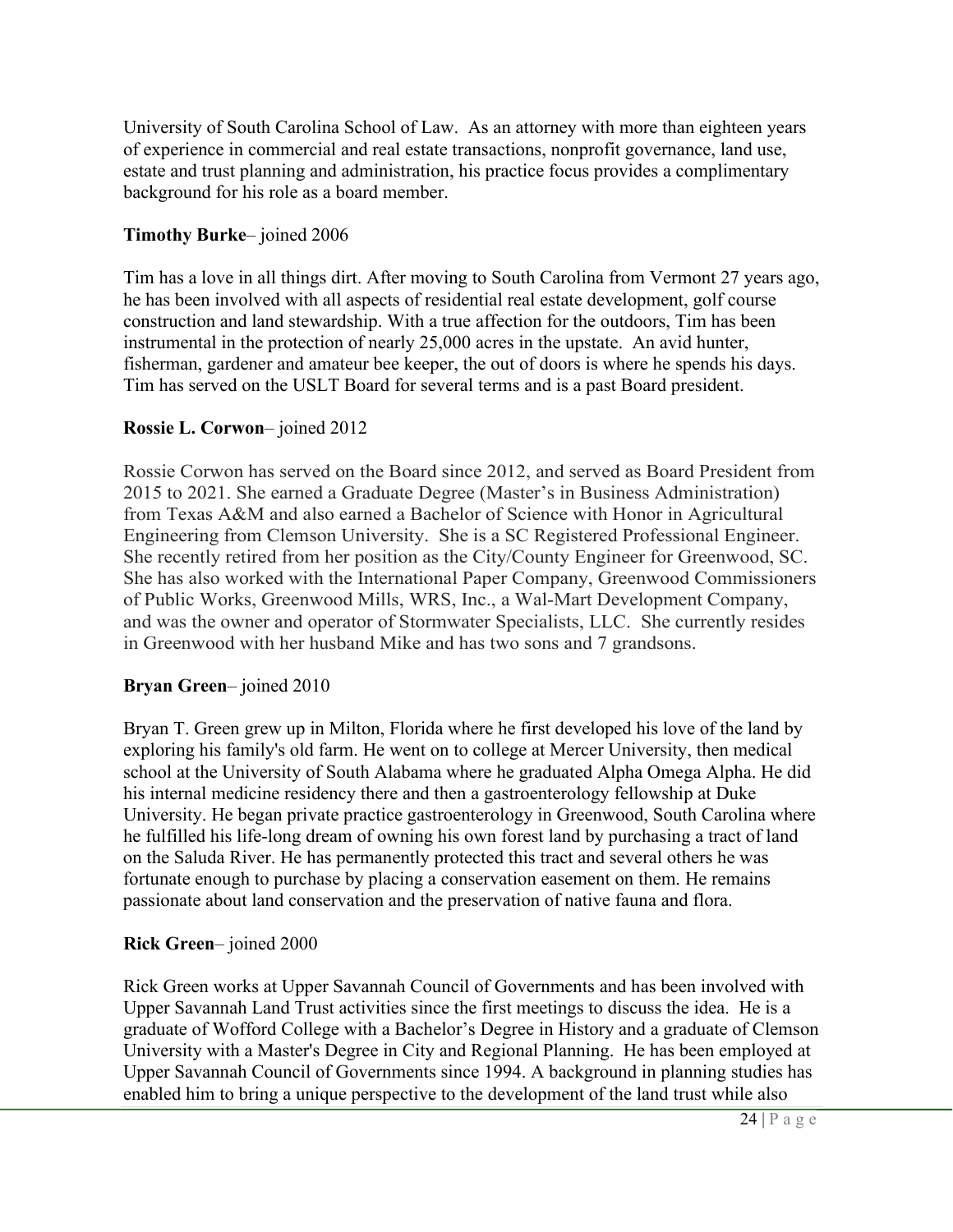University of South Carolina School of Law. As an attorney with more than eighteen years of experience in commercial and real estate transactions, nonprofit governance, land use, estate and trust planning and administration, his practice focus provides a complimentary background for his role as a board member.

**Timothy Burke**– joined 2006

Tim has a love in all things dirt. After moving to South Carolina from Vermont 27 years ago, he has been involved with all aspects of residential real estate development, golf course construction and land stewardship. With a true affection for the outdoors, Tim has been instrumental in the protection of nearly 25,000 acres in the upstate. An avid hunter, fisherman, gardener and amateur bee keeper, the out of doors is where he spends his days. Tim has served on the USLT Board for several terms and is a past Board president.

**Rossie L. Corwon**– joined 2012

Rossie Corwon has served on the Board since 2012, and served as Board President from 2015 to 2021. She earned a Graduate Degree (Master's in Business Administration) from Texas A&M and also earned a Bachelor of Science with Honor in Agricultural Engineering from Clemson University. She is a SC Registered Professional Engineer. She recently retired from her position as the City/County Engineer for Greenwood, SC. She has also worked with the International Paper Company, Greenwood Commissioners of Public Works, Greenwood Mills, WRS, Inc., a Wal-Mart Development Company, and was the owner and operator of Stormwater Specialists, LLC. She currently resides in Greenwood with her husband Mike and has two sons and 7 grandsons.

**Bryan Green**– joined 2010

Bryan T. Green grew up in Milton, Florida where he first developed his love of the land by exploring his family's old farm. He went on to college at Mercer University, then medical school at the University of South Alabama where he graduated Alpha Omega Alpha. He did his internal medicine residency there and then a gastroenterology fellowship at Duke University. He began private practice gastroenterology in Greenwood, South Carolina where he fulfilled his life-long dream of owning his own forest land by purchasing a tract of land on the Saluda River. He has permanently protected this tract and several others he was fortunate enough to purchase by placing a conservation easement on them. He remains passionate about land conservation and the preservation of native fauna and flora.

**Rick Green**– joined 2000

Rick Green works at Upper Savannah Council of Governments and has been involved with Upper Savannah Land Trust activities since the first meetings to discuss the idea. He is a graduate of Wofford College with a Bachelor's Degree in History and a graduate of Clemson University with a Master's Degree in City and Regional Planning. He has been employed at Upper Savannah Council of Governments since 1994. A background in planning studies has enabled him to bring a unique perspective to the development of the land trust while also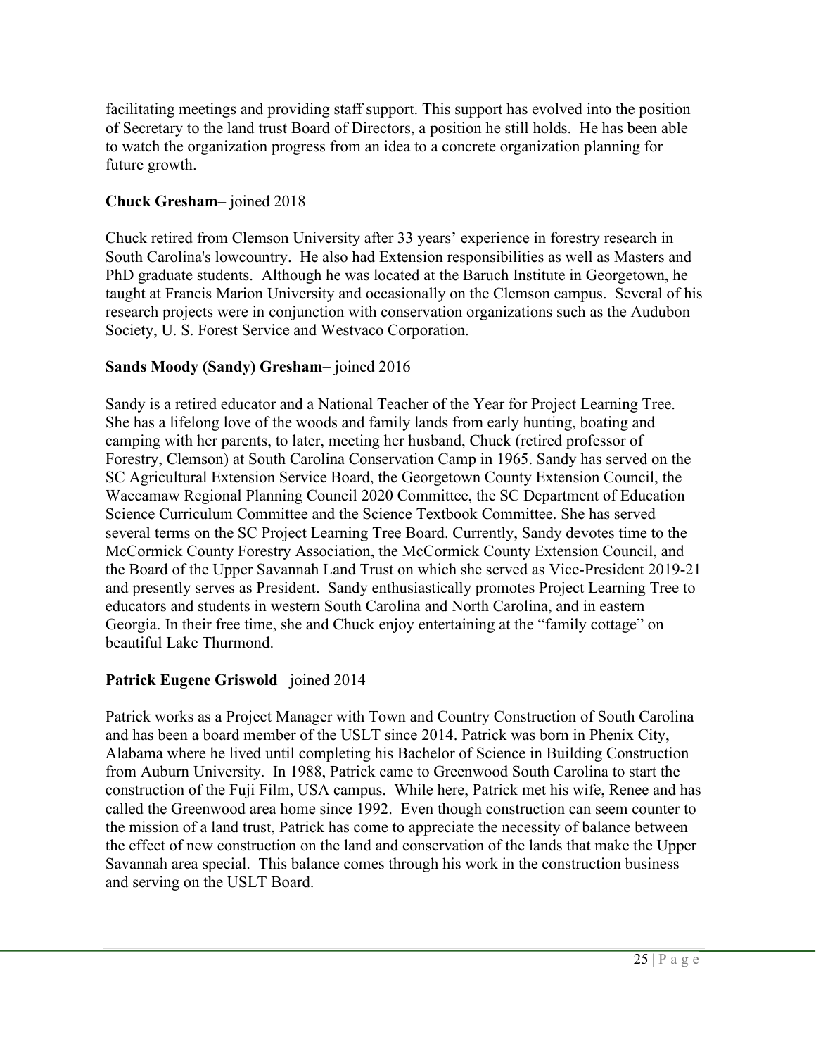facilitating meetings and providing staff support. This support has evolved into the position of Secretary to the land trust Board of Directors, a position he still holds. He has been able to watch the organization progress from an idea to a concrete organization planning for future growth.

**Chuck Gresham**– joined 2018

Chuck retired from Clemson University after 33 years' experience in forestry research in South Carolina's lowcountry. He also had Extension responsibilities as well as Masters and PhD graduate students. Although he was located at the Baruch Institute in Georgetown, he taught at Francis Marion University and occasionally on the Clemson campus. Several of his research projects were in conjunction with conservation organizations such as the Audubon Society, U. S. Forest Service and Westvaco Corporation.

**Sands Moody (Sandy) Gresham**– joined 2016

Sandy is a retired educator and a National Teacher of the Year for Project Learning Tree. She has a lifelong love of the woods and family lands from early hunting, boating and camping with her parents, to later, meeting her husband, Chuck (retired professor of Forestry, Clemson) at South Carolina Conservation Camp in 1965. Sandy has served on the SC Agricultural Extension Service Board, the Georgetown County Extension Council, the Waccamaw Regional Planning Council 2020 Committee, the SC Department of Education Science Curriculum Committee and the Science Textbook Committee. She has served several terms on the SC Project Learning Tree Board. Currently, Sandy devotes time to the McCormick County Forestry Association, the McCormick County Extension Council, and the Board of the Upper Savannah Land Trust on which she served as Vice-President 2019-21 and presently serves as President. Sandy enthusiastically promotes Project Learning Tree to educators and students in western South Carolina and North Carolina, and in eastern Georgia. In their free time, she and Chuck enjoy entertaining at the "family cottage" on beautiful Lake Thurmond.

**Patrick Eugene Griswold**– joined 2014

Patrick works as a Project Manager with Town and Country Construction of South Carolina and has been a board member of the USLT since 2014. Patrick was born in Phenix City, Alabama where he lived until completing his Bachelor of Science in Building Construction from Auburn University. In 1988, Patrick came to Greenwood South Carolina to start the construction of the Fuji Film, USA campus. While here, Patrick met his wife, Renee and has called the Greenwood area home since 1992. Even though construction can seem counter to the mission of a land trust, Patrick has come to appreciate the necessity of balance between the effect of new construction on the land and conservation of the lands that make the Upper Savannah area special. This balance comes through his work in the construction business and serving on the USLT Board.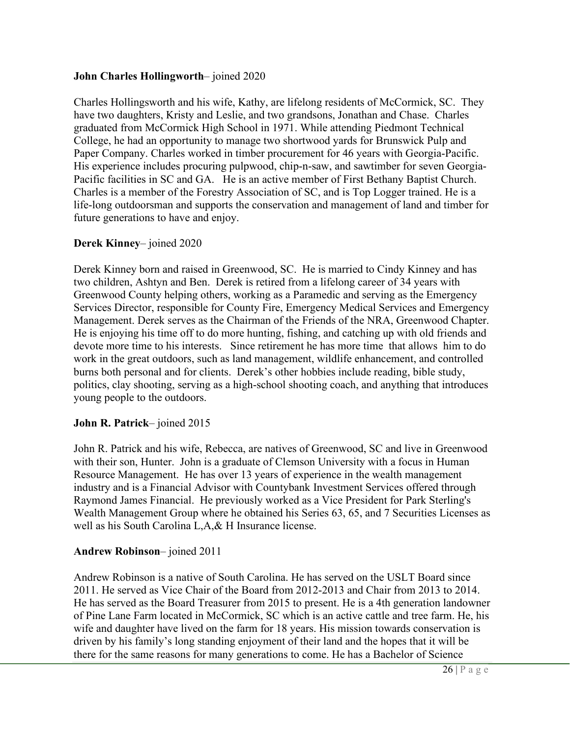**John Charles Hollingworth**– joined 2020

Charles Hollingsworth and his wife, Kathy, are lifelong residents of McCormick, SC. They have two daughters, Kristy and Leslie, and two grandsons, Jonathan and Chase. Charles graduated from McCormick High School in 1971. While attending Piedmont Technical College, he had an opportunity to manage two shortwood yards for Brunswick Pulp and Paper Company. Charles worked in timber procurement for 46 years with Georgia-Pacific. His experience includes procuring pulpwood, chip-n-saw, and sawtimber for seven Georgia-Pacific facilities in SC and GA. He is an active member of First Bethany Baptist Church. Charles is a member of the Forestry Association of SC, and is Top Logger trained. He is a life-long outdoorsman and supports the conservation and management of land and timber for future generations to have and enjoy.

**Derek Kinney**– joined 2020

Derek Kinney born and raised in Greenwood, SC. He is married to Cindy Kinney and has two children, Ashtyn and Ben. Derek is retired from a lifelong career of 34 years with Greenwood County helping others, working as a Paramedic and serving as the Emergency Services Director, responsible for County Fire, Emergency Medical Services and Emergency Management. Derek serves as the Chairman of the Friends of the NRA, Greenwood Chapter. He is enjoying his time off to do more hunting, fishing, and catching up with old friends and devote more time to his interests. Since retirement he has more time that allows him to do work in the great outdoors, such as land management, wildlife enhancement, and controlled burns both personal and for clients. Derek's other hobbies include reading, bible study, politics, clay shooting, serving as a high-school shooting coach, and anything that introduces young people to the outdoors.

**John R. Patrick**– joined 2015

John R. Patrick and his wife, Rebecca, are natives of Greenwood, SC and live in Greenwood with their son, Hunter. John is a graduate of Clemson University with a focus in Human Resource Management. He has over 13 years of experience in the wealth management industry and is a Financial Advisor with Countybank Investment Services offered through Raymond James Financial. He previously worked as a Vice President for Park Sterling's Wealth Management Group where he obtained his Series 63, 65, and 7 Securities Licenses as well as his South Carolina L,A,& H Insurance license.

**Andrew Robinson**– joined 2011

Andrew Robinson is a native of South Carolina. He has served on the USLT Board since 2011. He served as Vice Chair of the Board from 2012-2013 and Chair from 2013 to 2014. He has served as the Board Treasurer from 2015 to present. He is a 4th generation landowner of Pine Lane Farm located in McCormick, SC which is an active cattle and tree farm. He, his wife and daughter have lived on the farm for 18 years. His mission towards conservation is driven by his family's long standing enjoyment of their land and the hopes that it will be there for the same reasons for many generations to come. He has a Bachelor of Science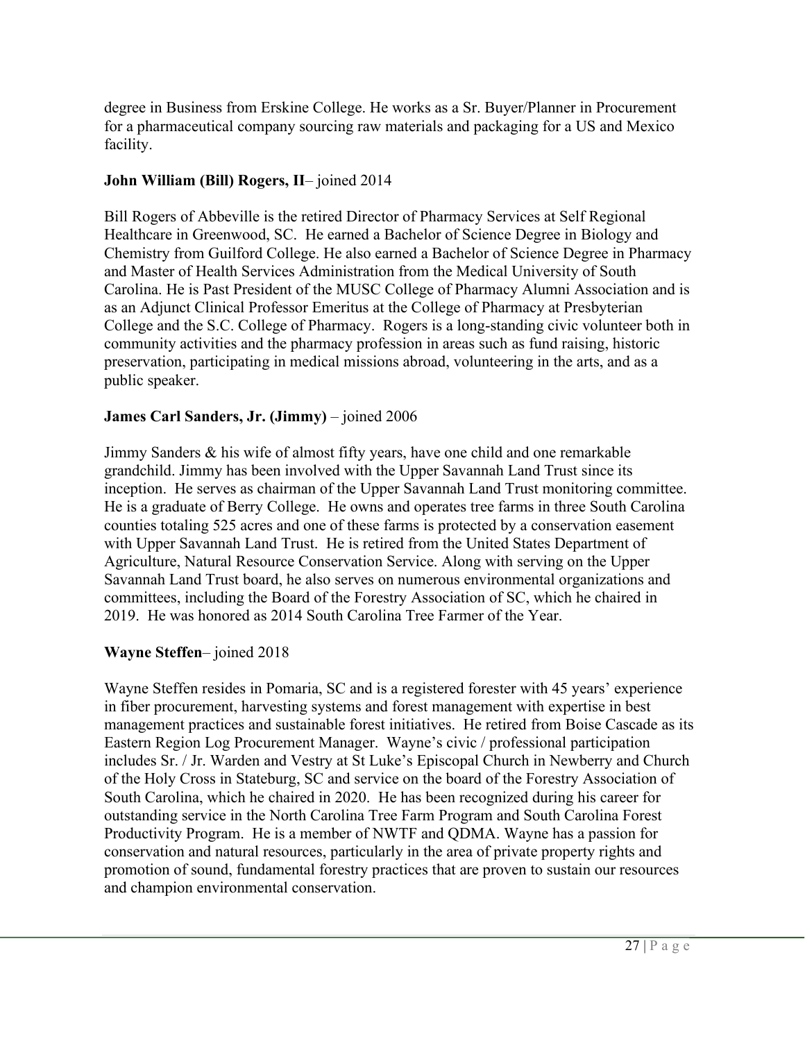degree in Business from Erskine College. He works as a Sr. Buyer/Planner in Procurement for a pharmaceutical company sourcing raw materials and packaging for a US and Mexico facility.

**John William (Bill) Rogers, II**– joined 2014

Bill Rogers of Abbeville is the retired Director of Pharmacy Services at Self Regional Healthcare in Greenwood, SC. He earned a Bachelor of Science Degree in Biology and Chemistry from Guilford College. He also earned a Bachelor of Science Degree in Pharmacy and Master of Health Services Administration from the Medical University of South Carolina. He is Past President of the MUSC College of Pharmacy Alumni Association and is as an Adjunct Clinical Professor Emeritus at the College of Pharmacy at Presbyterian College and the S.C. College of Pharmacy. Rogers is a long-standing civic volunteer both in community activities and the pharmacy profession in areas such as fund raising, historic preservation, participating in medical missions abroad, volunteering in the arts, and as a public speaker.

**James Carl Sanders, Jr. (Jimmy)** – joined 2006

Jimmy Sanders & his wife of almost fifty years, have one child and one remarkable grandchild. Jimmy has been involved with the Upper Savannah Land Trust since its inception. He serves as chairman of the Upper Savannah Land Trust monitoring committee. He is a graduate of Berry College. He owns and operates tree farms in three South Carolina counties totaling 525 acres and one of these farms is protected by a conservation easement with Upper Savannah Land Trust. He is retired from the United States Department of Agriculture, Natural Resource Conservation Service. Along with serving on the Upper Savannah Land Trust board, he also serves on numerous environmental organizations and committees, including the Board of the Forestry Association of SC, which he chaired in 2019. He was honored as 2014 South Carolina Tree Farmer of the Year.

**Wayne Steffen**– joined 2018

Wayne Steffen resides in Pomaria, SC and is a registered forester with 45 years' experience in fiber procurement, harvesting systems and forest management with expertise in best management practices and sustainable forest initiatives. He retired from Boise Cascade as its Eastern Region Log Procurement Manager. Wayne's civic / professional participation includes Sr. / Jr. Warden and Vestry at St Luke's Episcopal Church in Newberry and Church of the Holy Cross in Stateburg, SC and service on the board of the Forestry Association of South Carolina, which he chaired in 2020. He has been recognized during his career for outstanding service in the North Carolina Tree Farm Program and South Carolina Forest Productivity Program. He is a member of NWTF and QDMA. Wayne has a passion for conservation and natural resources, particularly in the area of private property rights and promotion of sound, fundamental forestry practices that are proven to sustain our resources and champion environmental conservation.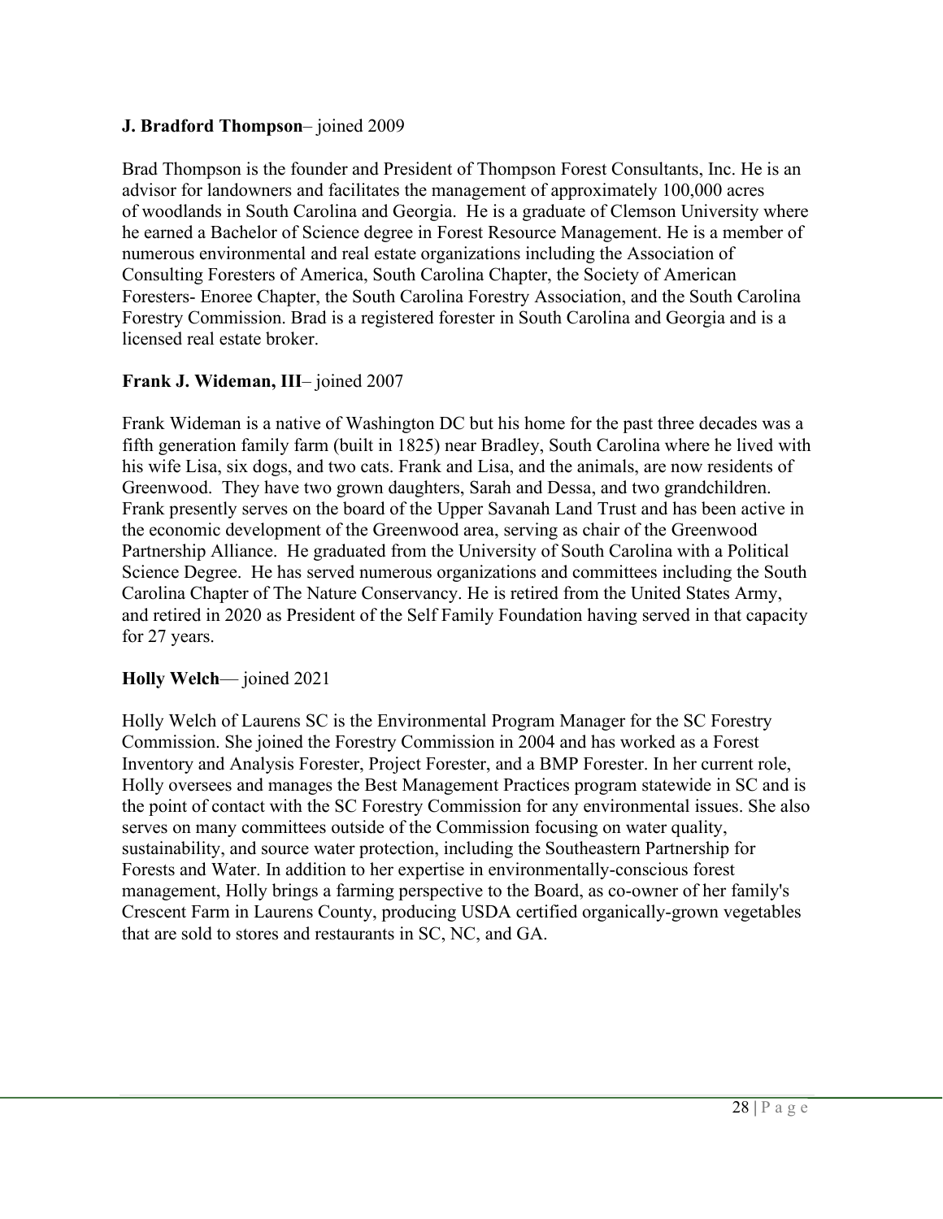**J. Bradford Thompson**– joined 2009

Brad Thompson is the founder and President of Thompson Forest Consultants, Inc. He is an advisor for landowners and facilitates the management of approximately 100,000 acres of woodlands in South Carolina and Georgia. He is a graduate of Clemson University where he earned a Bachelor of Science degree in Forest Resource Management. He is a member of numerous environmental and real estate organizations including the Association of Consulting Foresters of America, South Carolina Chapter, the Society of American Foresters- Enoree Chapter, the South Carolina Forestry Association, and the South Carolina Forestry Commission. Brad is a registered forester in South Carolina and Georgia and is a licensed real estate broker.

**Frank J. Wideman, III**– joined 2007

Frank Wideman is a native of Washington DC but his home for the past three decades was a fifth generation family farm (built in 1825) near Bradley, South Carolina where he lived with his wife Lisa, six dogs, and two cats. Frank and Lisa, and the animals, are now residents of Greenwood. They have two grown daughters, Sarah and Dessa, and two grandchildren. Frank presently serves on the board of the Upper Savanah Land Trust and has been active in the economic development of the Greenwood area, serving as chair of the Greenwood Partnership Alliance. He graduated from the University of South Carolina with a Political Science Degree. He has served numerous organizations and committees including the South Carolina Chapter of The Nature Conservancy. He is retired from the United States Army, and retired in 2020 as President of the Self Family Foundation having served in that capacity for 27 years.

**Holly Welch**— joined 2021

Holly Welch of Laurens SC is the Environmental Program Manager for the SC Forestry Commission. She joined the Forestry Commission in 2004 and has worked as a Forest Inventory and Analysis Forester, Project Forester, and a BMP Forester. In her current role, Holly oversees and manages the Best Management Practices program statewide in SC and is the point of contact with the SC Forestry Commission for any environmental issues. She also serves on many committees outside of the Commission focusing on water quality, sustainability, and source water protection, including the Southeastern Partnership for Forests and Water. In addition to her expertise in environmentally-conscious forest management, Holly brings a farming perspective to the Board, as co-owner of her family's Crescent Farm in Laurens County, producing USDA certified organically-grown vegetables that are sold to stores and restaurants in SC, NC, and GA.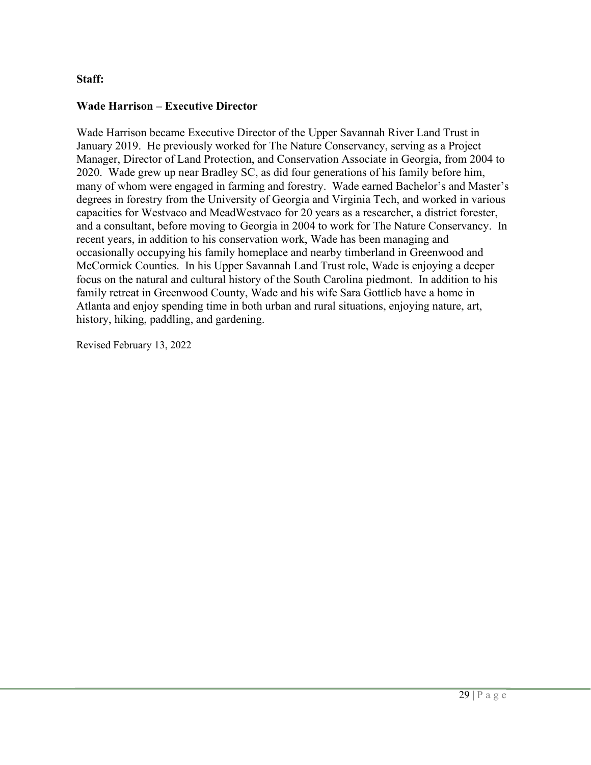**Staff:**

**Wade Harrison – Executive Director**

Wade Harrison became Executive Director of the Upper Savannah River Land Trust in January 2019. He previously worked for The Nature Conservancy, serving as a Project Manager, Director of Land Protection, and Conservation Associate in Georgia, from 2004 to 2020. Wade grew up near Bradley SC, as did four generations of his family before him, many of whom were engaged in farming and forestry. Wade earned Bachelor's and Master's degrees in forestry from the University of Georgia and Virginia Tech, and worked in various capacities for Westvaco and MeadWestvaco for 20 years as a researcher, a district forester, and a consultant, before moving to Georgia in 2004 to work for The Nature Conservancy. In recent years, in addition to his conservation work, Wade has been managing and occasionally occupying his family homeplace and nearby timberland in Greenwood and McCormick Counties. In his Upper Savannah Land Trust role, Wade is enjoying a deeper focus on the natural and cultural history of the South Carolina piedmont. In addition to his family retreat in Greenwood County, Wade and his wife Sara Gottlieb have a home in Atlanta and enjoy spending time in both urban and rural situations, enjoying nature, art, history, hiking, paddling, and gardening.

Revised February 13, 2022